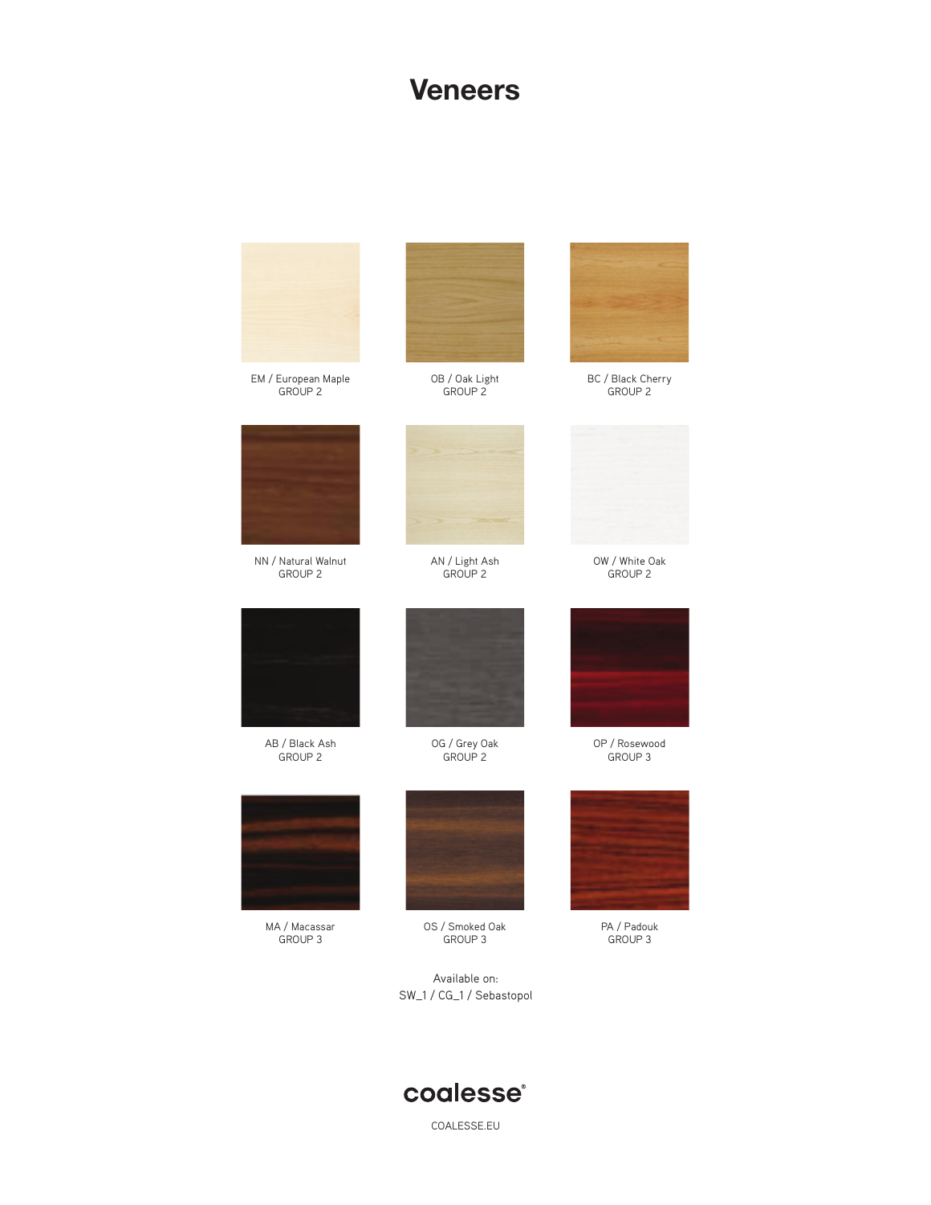# Veneers

EM / European Maple
GROUP 2

OB / Oak Light
GROUP 2

BC / Black Cherry
GROUP 2

NN / Natural Walnut
GROUP 2

AN / Light Ash
GROUP 2

OW / White Oak
GROUP 2

AB / Black Ash
GROUP 2

OG / Grey Oak
GROUP 2

OP / Rosewood
GROUP 3

MA / Macassar
GROUP 3

OS / Smoked Oak
GROUP 3

PA / Padouk
GROUP 3

Available on:
SW_1 / CG_1 / Sebastopol

coalesse®

COALESSE.EU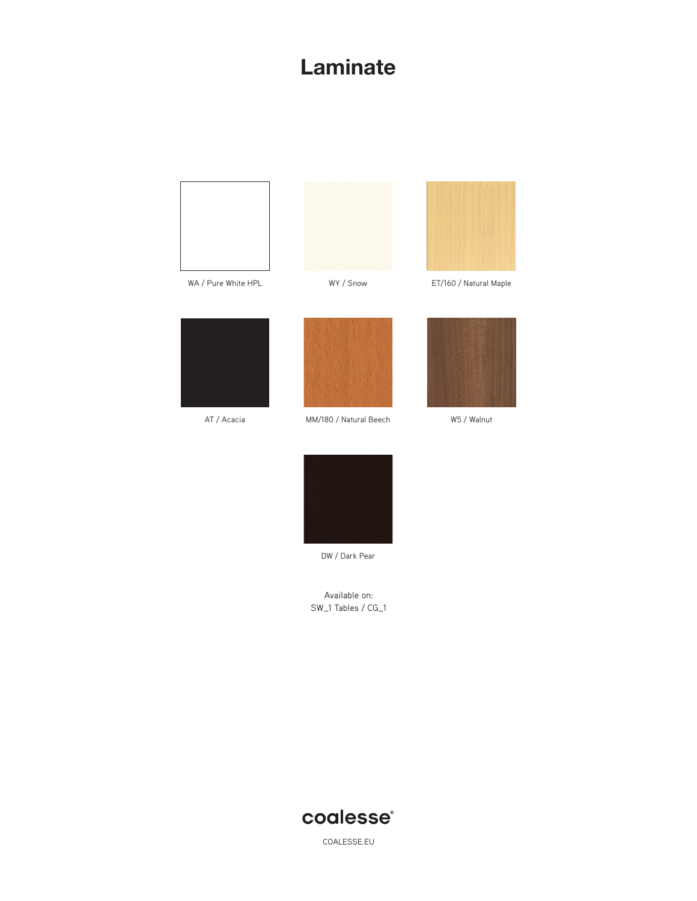# Laminate

WA / Pure White HPL

WY / Snow

ET/160 / Natural Maple

AT / Acacia

MM/180 / Natural Beech

W5 / Walnut

DW / Dark Pear

Available on:
SW_1 Tables / CG_1

coalesse®

COALESSE.EU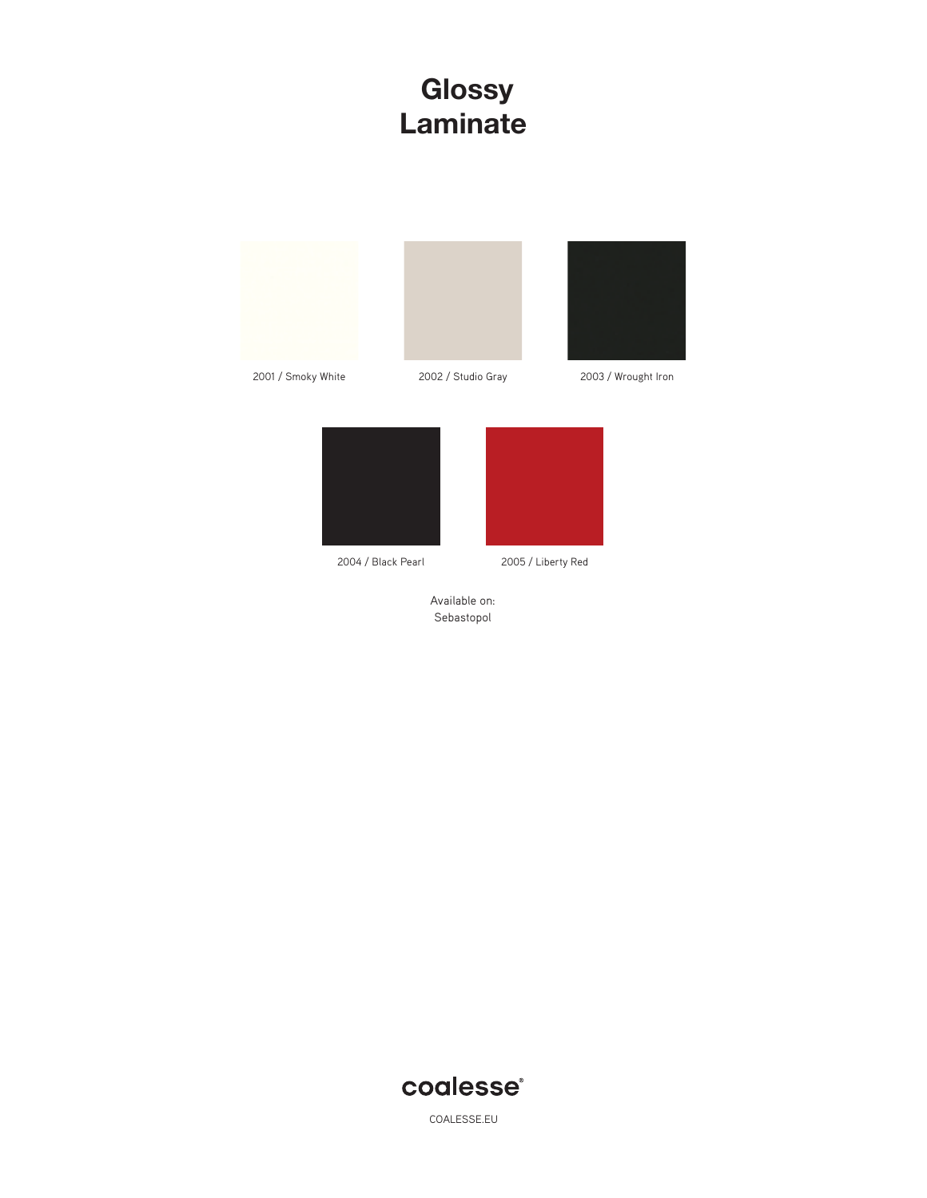# Glossy Laminate

2001 / Smoky White

2002 / Studio Gray

2003 / Wrought Iron

2004 / Black Pearl

2005 / Liberty Red

Available on:
Sebastopol

coalesse®

COALESSE.EU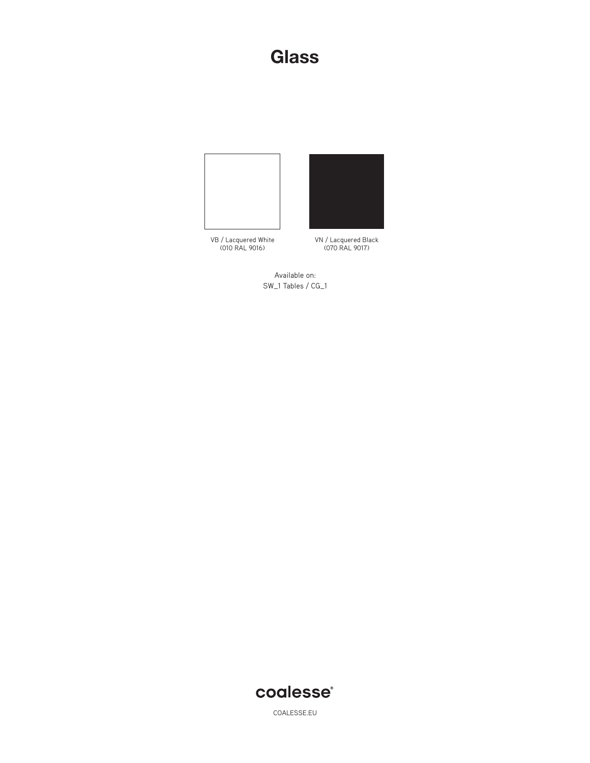# Glass

VB / Lacquered White
(010 RAL 9016)

VN / Lacquered Black
(070 RAL 9017)

Available on:
SW_1 Tables / CG_1

coalesse®

COALESSE.EU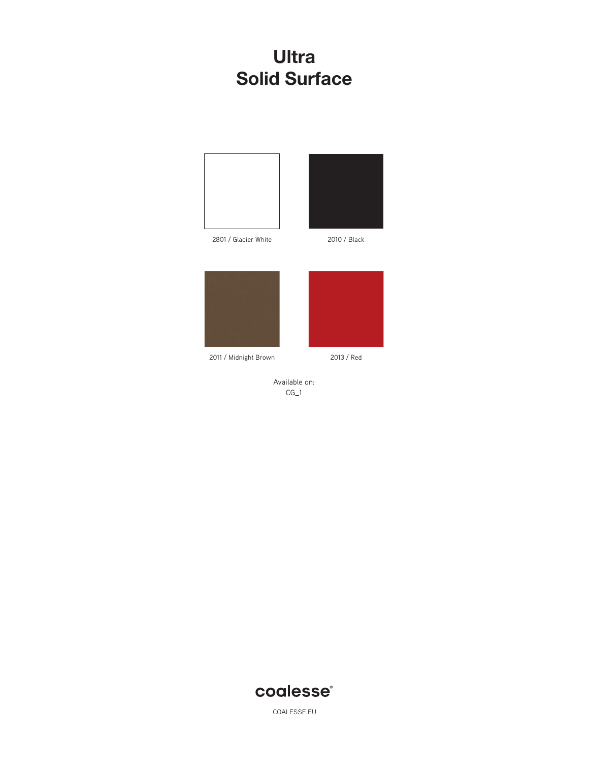# Ultra Solid Surface

2801 / Glacier White

2010 / Black

2011 / Midnight Brown

2013 / Red

Available on:
CG_1

coalesse®

COALESSE.EU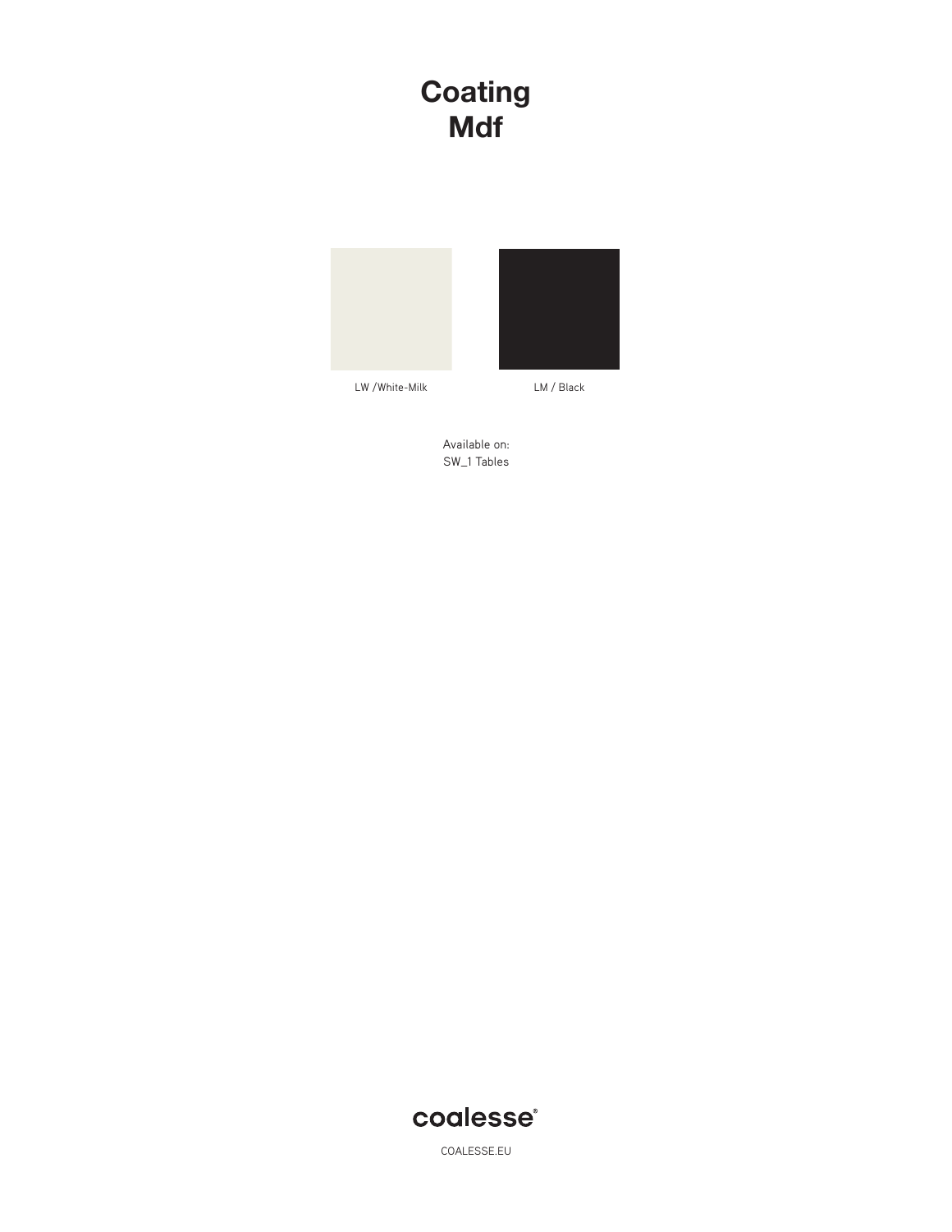# Coating
# Mdf

LW /White-Milk

LM / Black

Available on:
SW_1 Tables

coalesse®

COALESSE.EU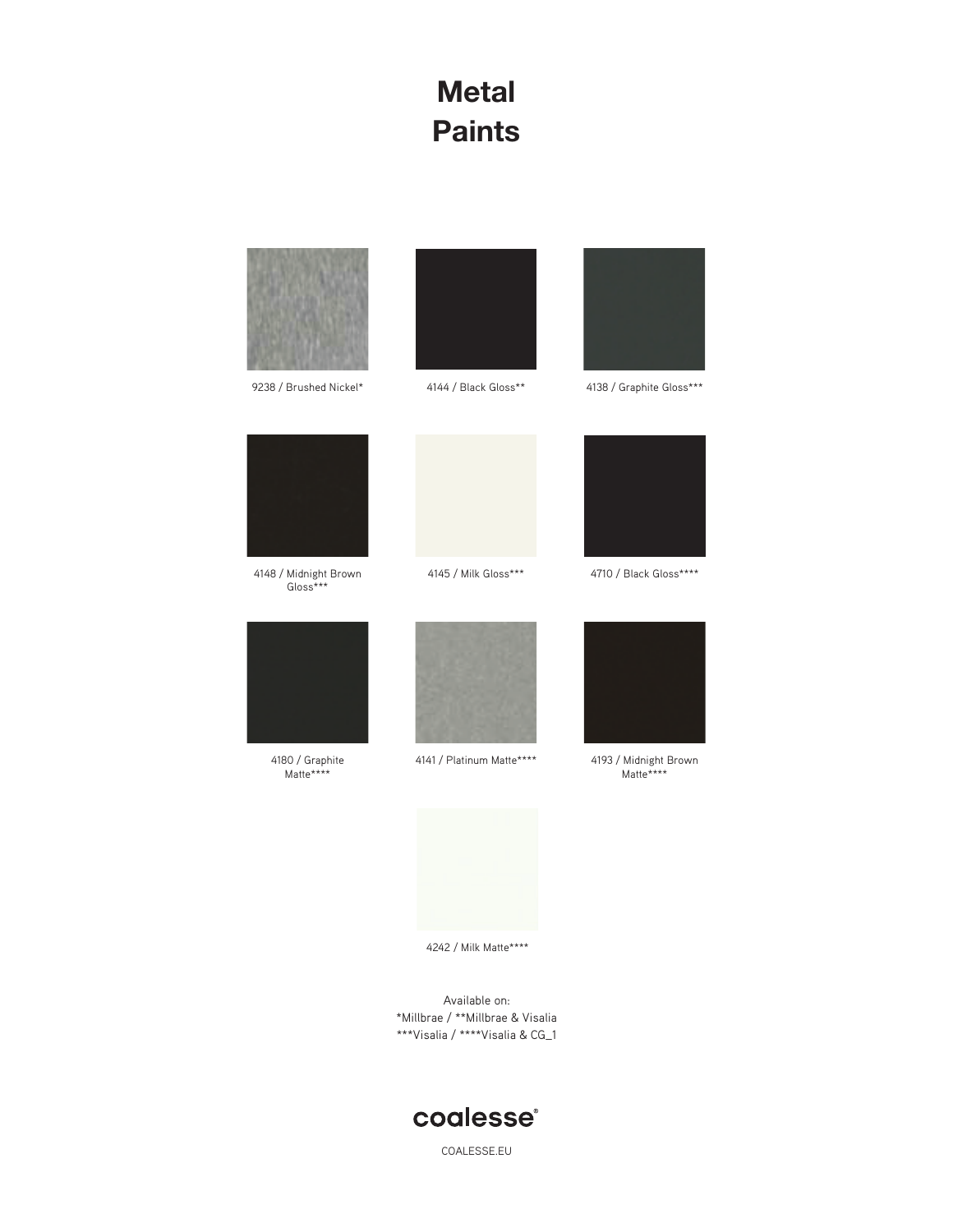# Metal Paints

9238 / Brushed Nickel*

4144 / Black Gloss**

4138 / Graphite Gloss***

4148 / Midnight Brown Gloss***

4145 / Milk Gloss***

4710 / Black Gloss****

4180 / Graphite Matte****

4141 / Platinum Matte****

4193 / Midnight Brown Matte****

4242 / Milk Matte****

Available on:
*Millbrae / **Millbrae & Visalia
***Visalia / ****Visalia & CG_1

coalesse®

COALESSE.EU